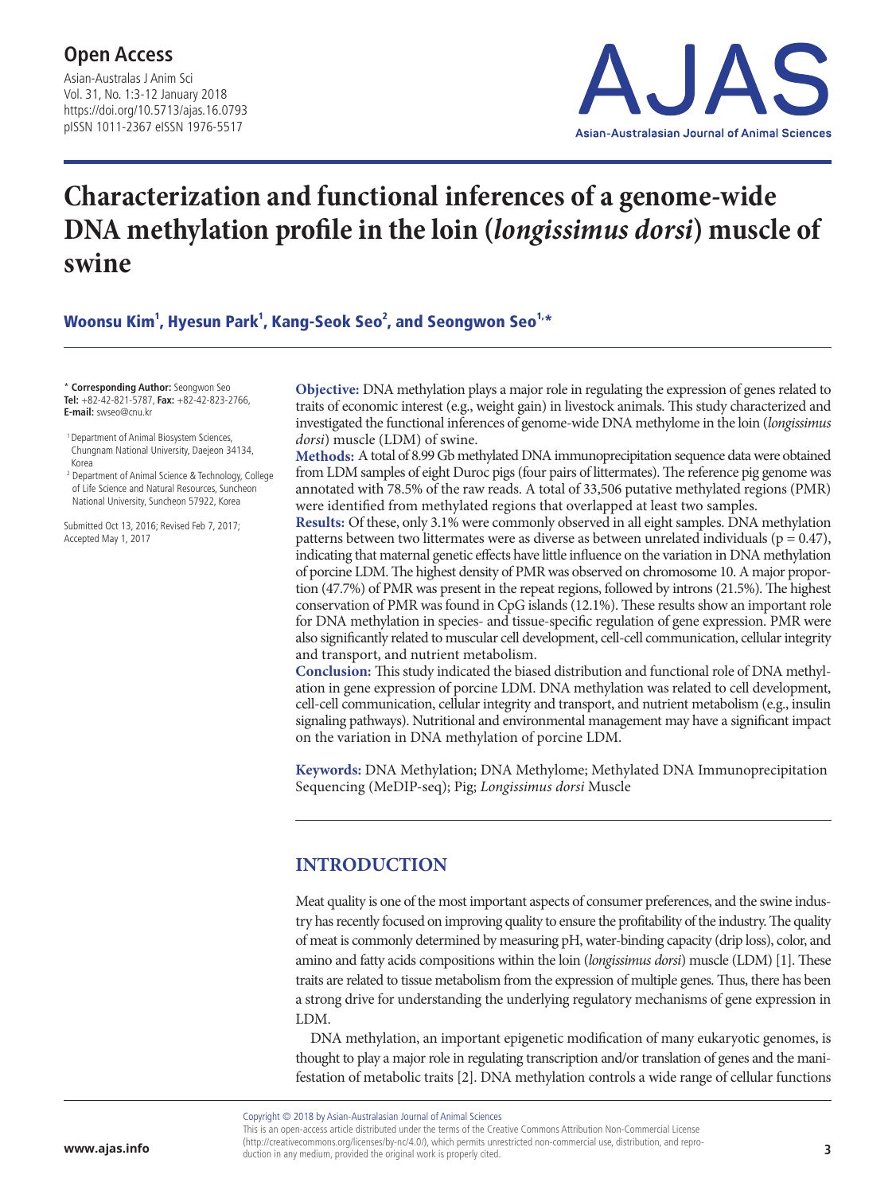# Characterization and functional inferences of a genome-wide DNA methylation profile in the loin (*longissimus dorsi*) muscle of swine

**Woonsu Kim[1], Hyesun Park[1], Kang-Seok Seo[2], and Seongwon Seo[1,*]**

\* **Corresponding Author:** Seongwon Seo
**Tel:** +82-42-821-5787, **Fax:** +82-42-823-2766,
**E-mail:** swseo@cnu.kr

[1] Department of Animal Biosystem Sciences, Chungnam National University, Daejeon 34134, Korea

[2] Department of Animal Science & Technology, College of Life Science and Natural Resources, Suncheon National University, Suncheon 57922, Korea

Submitted Oct 13, 2016; Revised Feb 7, 2017; Accepted May 1, 2017

**Objective:** DNA methylation plays a major role in regulating the expression of genes related to traits of economic interest (e.g., weight gain) in livestock animals. This study characterized and investigated the functional inferences of genome-wide DNA methylome in the loin (*longissimus dorsi*) muscle (LDM) of swine.

**Methods:** A total of 8.99 Gb methylated DNA immunoprecipitation sequence data were obtained from LDM samples of eight Duroc pigs (four pairs of littermates). The reference pig genome was annotated with 78.5% of the raw reads. A total of 33,506 putative methylated regions (PMR) were identified from methylated regions that overlapped at least two samples.

**Results:** Of these, only 3.1% were commonly observed in all eight samples. DNA methylation patterns between two littermates were as diverse as between unrelated individuals ($p = 0.47$), indicating that maternal genetic effects have little influence on the variation in DNA methylation of porcine LDM. The highest density of PMR was observed on chromosome 10. A major proportion (47.7%) of PMR was present in the repeat regions, followed by introns (21.5%). The highest conservation of PMR was found in CpG islands (12.1%). These results show an important role for DNA methylation in species- and tissue-specific regulation of gene expression. PMR were also significantly related to muscular cell development, cell-cell communication, cellular integrity and transport, and nutrient metabolism.

**Conclusion:** This study indicated the biased distribution and functional role of DNA methylation in gene expression of porcine LDM. DNA methylation was related to cell development, cell-cell communication, cellular integrity and transport, and nutrient metabolism (e.g., insulin signaling pathways). Nutritional and environmental management may have a significant impact on the variation in DNA methylation of porcine LDM.

**Keywords:** DNA Methylation; DNA Methylome; Methylated DNA Immunoprecipitation Sequencing (MeDIP-seq); Pig; *Longissimus dorsi* Muscle

## INTRODUCTION

Meat quality is one of the most important aspects of consumer preferences, and the swine industry has recently focused on improving quality to ensure the profitability of the industry. The quality of meat is commonly determined by measuring pH, water-binding capacity (drip loss), color, and amino and fatty acids compositions within the loin (*longissimus dorsi*) muscle (LDM) [1]. These traits are related to tissue metabolism from the expression of multiple genes. Thus, there has been a strong drive for understanding the underlying regulatory mechanisms of gene expression in LDM.

DNA methylation, an important epigenetic modification of many eukaryotic genomes, is thought to play a major role in regulating transcription and/or translation of genes and the manifestation of metabolic traits [2]. DNA methylation controls a wide range of cellular functions

Copyright © 2018 by Asian-Australasian Journal of Animal Sciences
This is an open-access article distributed under the terms of the Creative Commons Attribution Non-Commercial License (http://creativecommons.org/licenses/by-nc/4.0/), which permits unrestricted non-commercial use, distribution, and reproduction in any medium, provided the original work is properly cited.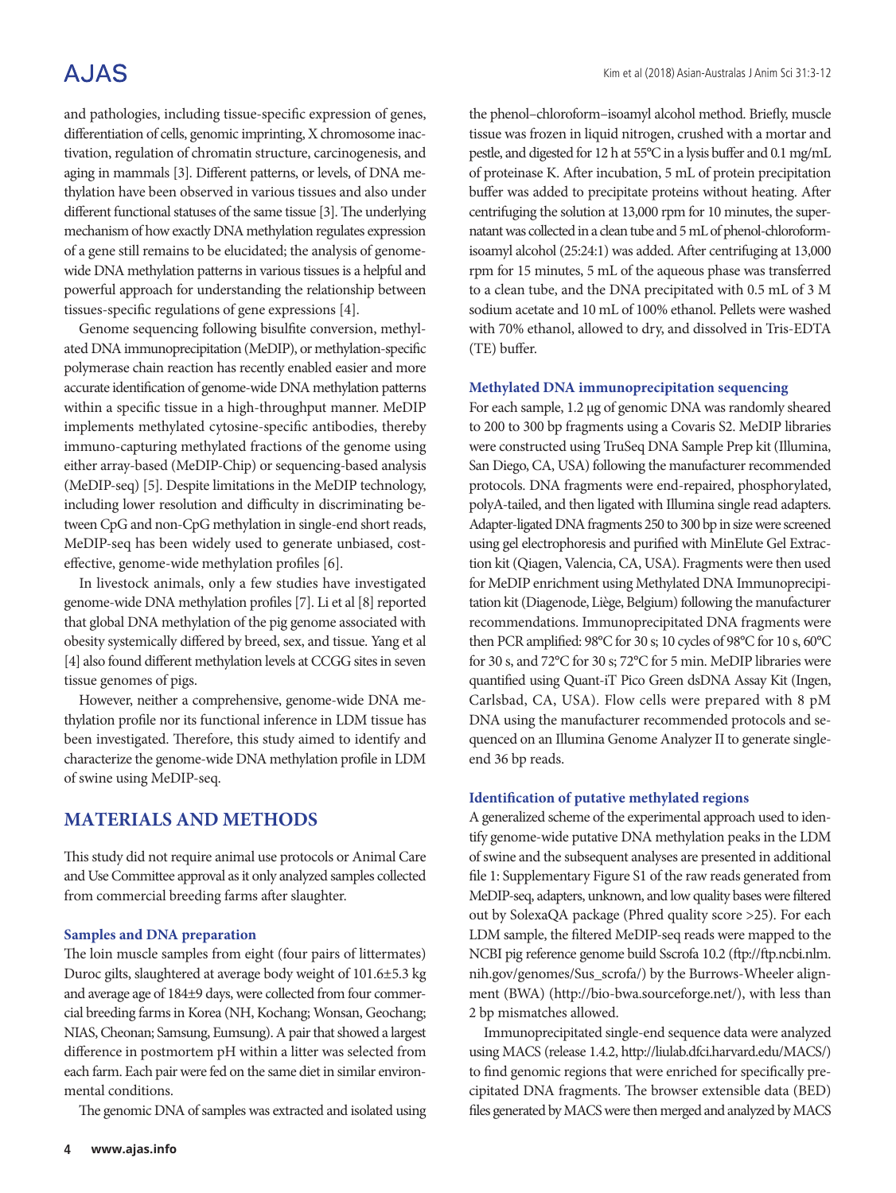and pathologies, including tissue-specific expression of genes, differentiation of cells, genomic imprinting, X chromosome inactivation, regulation of chromatin structure, carcinogenesis, and aging in mammals [3]. Different patterns, or levels, of DNA methylation have been observed in various tissues and also under different functional statuses of the same tissue [3]. The underlying mechanism of how exactly DNA methylation regulates expression of a gene still remains to be elucidated; the analysis of genome-wide DNA methylation patterns in various tissues is a helpful and powerful approach for understanding the relationship between tissues-specific regulations of gene expressions [4].

Genome sequencing following bisulfite conversion, methylated DNA immunoprecipitation (MeDIP), or methylation-specific polymerase chain reaction has recently enabled easier and more accurate identification of genome-wide DNA methylation patterns within a specific tissue in a high-throughput manner. MeDIP implements methylated cytosine-specific antibodies, thereby immuno-capturing methylated fractions of the genome using either array-based (MeDIP-Chip) or sequencing-based analysis (MeDIP-seq) [5]. Despite limitations in the MeDIP technology, including lower resolution and difficulty in discriminating between CpG and non-CpG methylation in single-end short reads, MeDIP-seq has been widely used to generate unbiased, cost-effective, genome-wide methylation profiles [6].

In livestock animals, only a few studies have investigated genome-wide DNA methylation profiles [7]. Li et al [8] reported that global DNA methylation of the pig genome associated with obesity systemically differed by breed, sex, and tissue. Yang et al [4] also found different methylation levels at CCGG sites in seven tissue genomes of pigs.

However, neither a comprehensive, genome-wide DNA methylation profile nor its functional inference in LDM tissue has been investigated. Therefore, this study aimed to identify and characterize the genome-wide DNA methylation profile in LDM of swine using MeDIP-seq.

## MATERIALS AND METHODS

This study did not require animal use protocols or Animal Care and Use Committee approval as it only analyzed samples collected from commercial breeding farms after slaughter.

### Samples and DNA preparation

The loin muscle samples from eight (four pairs of littermates) Duroc gilts, slaughtered at average body weight of 101.6±5.3 kg and average age of 184±9 days, were collected from four commercial breeding farms in Korea (NH, Kochang; Wonsan, Geochang; NIAS, Cheonan; Samsung, Eumsung). A pair that showed a largest difference in postmortem pH within a litter was selected from each farm. Each pair were fed on the same diet in similar environmental conditions.

The genomic DNA of samples was extracted and isolated using the phenol–chloroform–isoamyl alcohol method. Briefly, muscle tissue was frozen in liquid nitrogen, crushed with a mortar and pestle, and digested for 12 h at 55°C in a lysis buffer and 0.1 mg/mL of proteinase K. After incubation, 5 mL of protein precipitation buffer was added to precipitate proteins without heating. After centrifuging the solution at 13,000 rpm for 10 minutes, the supernatant was collected in a clean tube and 5 mL of phenol-chloroform-isoamyl alcohol (25:24:1) was added. After centrifuging at 13,000 rpm for 15 minutes, 5 mL of the aqueous phase was transferred to a clean tube, and the DNA precipitated with 0.5 mL of 3 M sodium acetate and 10 mL of 100% ethanol. Pellets were washed with 70% ethanol, allowed to dry, and dissolved in Tris-EDTA (TE) buffer.

### Methylated DNA immunoprecipitation sequencing

For each sample, 1.2 μg of genomic DNA was randomly sheared to 200 to 300 bp fragments using a Covaris S2. MeDIP libraries were constructed using TruSeq DNA Sample Prep kit (Illumina, San Diego, CA, USA) following the manufacturer recommended protocols. DNA fragments were end-repaired, phosphorylated, polyA-tailed, and then ligated with Illumina single read adapters. Adapter-ligated DNA fragments 250 to 300 bp in size were screened using gel electrophoresis and purified with MinElute Gel Extraction kit (Qiagen, Valencia, CA, USA). Fragments were then used for MeDIP enrichment using Methylated DNA Immunoprecipitation kit (Diagenode, Liège, Belgium) following the manufacturer recommendations. Immunoprecipitated DNA fragments were then PCR amplified: 98°C for 30 s; 10 cycles of 98°C for 10 s, 60°C for 30 s, and 72°C for 30 s; 72°C for 5 min. MeDIP libraries were quantified using Quant-iT Pico Green dsDNA Assay Kit (Ingen, Carlsbad, CA, USA). Flow cells were prepared with 8 pM DNA using the manufacturer recommended protocols and sequenced on an Illumina Genome Analyzer II to generate single-end 36 bp reads.

### Identification of putative methylated regions

A generalized scheme of the experimental approach used to identify genome-wide putative DNA methylation peaks in the LDM of swine and the subsequent analyses are presented in additional file 1: Supplementary Figure S1 of the raw reads generated from MeDIP-seq, adapters, unknown, and low quality bases were filtered out by SolexaQA package (Phred quality score >25). For each LDM sample, the filtered MeDIP-seq reads were mapped to the NCBI pig reference genome build Sscrofa 10.2 (ftp://ftp.ncbi.nlm.nih.gov/genomes/Sus_scrofa/) by the Burrows-Wheeler alignment (BWA) (http://bio-bwa.sourceforge.net/), with less than 2 bp mismatches allowed.

Immunoprecipitated single-end sequence data were analyzed using MACS (release 1.4.2, http://liulab.dfci.harvard.edu/MACS/) to find genomic regions that were enriched for specifically precipitated DNA fragments. The browser extensible data (BED) files generated by MACS were then merged and analyzed by MACS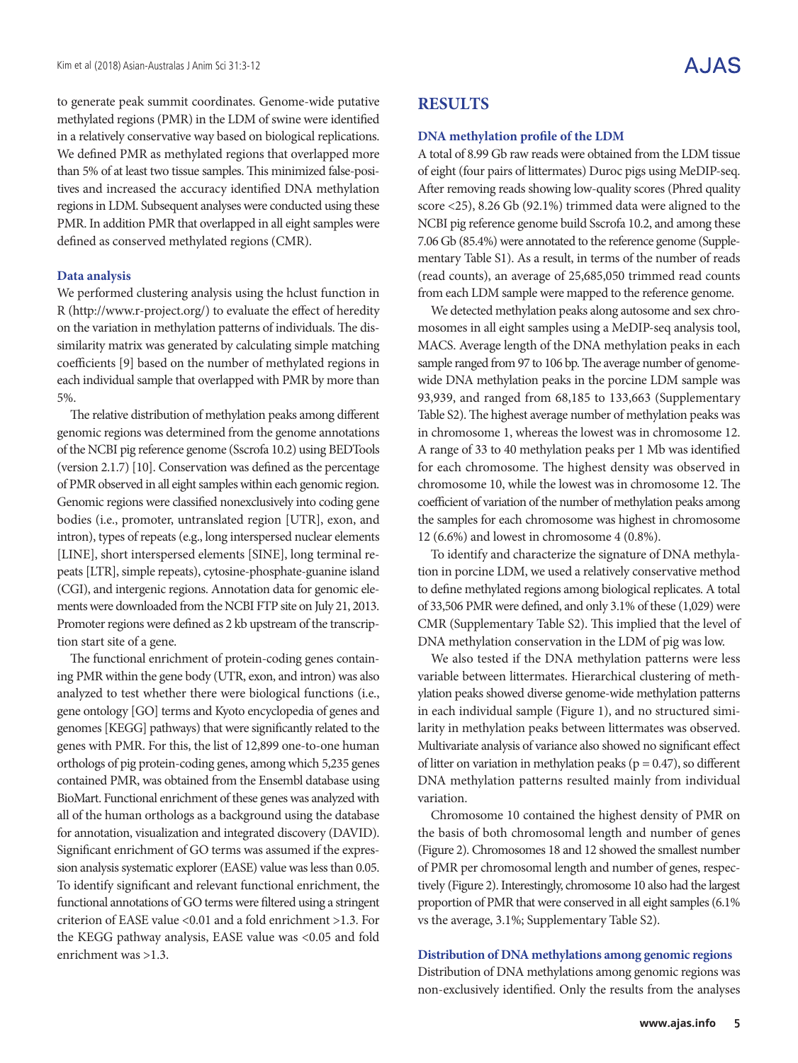to generate peak summit coordinates. Genome-wide putative methylated regions (PMR) in the LDM of swine were identified in a relatively conservative way based on biological replications. We defined PMR as methylated regions that overlapped more than 5% of at least two tissue samples. This minimized false-positives and increased the accuracy identified DNA methylation regions in LDM. Subsequent analyses were conducted using these PMR. In addition PMR that overlapped in all eight samples were defined as conserved methylated regions (CMR).

### Data analysis

We performed clustering analysis using the hclust function in R (http://www.r-project.org/) to evaluate the effect of heredity on the variation in methylation patterns of individuals. The dissimilarity matrix was generated by calculating simple matching coefficients [9] based on the number of methylated regions in each individual sample that overlapped with PMR by more than 5%.

The relative distribution of methylation peaks among different genomic regions was determined from the genome annotations of the NCBI pig reference genome (Sscrofa 10.2) using BEDTools (version 2.1.7) [10]. Conservation was defined as the percentage of PMR observed in all eight samples within each genomic region. Genomic regions were classified nonexclusively into coding gene bodies (i.e., promoter, untranslated region [UTR], exon, and intron), types of repeats (e.g., long interspersed nuclear elements [LINE], short interspersed elements [SINE], long terminal repeats [LTR], simple repeats), cytosine-phosphate-guanine island (CGI), and intergenic regions. Annotation data for genomic elements were downloaded from the NCBI FTP site on July 21, 2013. Promoter regions were defined as 2 kb upstream of the transcription start site of a gene.

The functional enrichment of protein-coding genes containing PMR within the gene body (UTR, exon, and intron) was also analyzed to test whether there were biological functions (i.e., gene ontology [GO] terms and Kyoto encyclopedia of genes and genomes [KEGG] pathways) that were significantly related to the genes with PMR. For this, the list of 12,899 one-to-one human orthologs of pig protein-coding genes, among which 5,235 genes contained PMR, was obtained from the Ensembl database using BioMart. Functional enrichment of these genes was analyzed with all of the human orthologs as a background using the database for annotation, visualization and integrated discovery (DAVID). Significant enrichment of GO terms was assumed if the expression analysis systematic explorer (EASE) value was less than 0.05. To identify significant and relevant functional enrichment, the functional annotations of GO terms were filtered using a stringent criterion of EASE value <0.01 and a fold enrichment >1.3. For the KEGG pathway analysis, EASE value was <0.05 and fold enrichment was >1.3.

## RESULTS

### DNA methylation profile of the LDM

A total of 8.99 Gb raw reads were obtained from the LDM tissue of eight (four pairs of littermates) Duroc pigs using MeDIP-seq. After removing reads showing low-quality scores (Phred quality score <25), 8.26 Gb (92.1%) trimmed data were aligned to the NCBI pig reference genome build Sscrofa 10.2, and among these 7.06 Gb (85.4%) were annotated to the reference genome (Supplementary Table S1). As a result, in terms of the number of reads (read counts), an average of 25,685,050 trimmed read counts from each LDM sample were mapped to the reference genome.

We detected methylation peaks along autosome and sex chromosomes in all eight samples using a MeDIP-seq analysis tool, MACS. Average length of the DNA methylation peaks in each sample ranged from 97 to 106 bp. The average number of genome-wide DNA methylation peaks in the porcine LDM sample was 93,939, and ranged from 68,185 to 133,663 (Supplementary Table S2). The highest average number of methylation peaks was in chromosome 1, whereas the lowest was in chromosome 12. A range of 33 to 40 methylation peaks per 1 Mb was identified for each chromosome. The highest density was observed in chromosome 10, while the lowest was in chromosome 12. The coefficient of variation of the number of methylation peaks among the samples for each chromosome was highest in chromosome 12 (6.6%) and lowest in chromosome 4 (0.8%).

To identify and characterize the signature of DNA methylation in porcine LDM, we used a relatively conservative method to define methylated regions among biological replicates. A total of 33,506 PMR were defined, and only 3.1% of these (1,029) were CMR (Supplementary Table S2). This implied that the level of DNA methylation conservation in the LDM of pig was low.

We also tested if the DNA methylation patterns were less variable between littermates. Hierarchical clustering of methylation peaks showed diverse genome-wide methylation patterns in each individual sample (Figure 1), and no structured similarity in methylation peaks between littermates was observed. Multivariate analysis of variance also showed no significant effect of litter on variation in methylation peaks ($p = 0.47$), so different DNA methylation patterns resulted mainly from individual variation.

Chromosome 10 contained the highest density of PMR on the basis of both chromosomal length and number of genes (Figure 2). Chromosomes 18 and 12 showed the smallest number of PMR per chromosomal length and number of genes, respectively (Figure 2). Interestingly, chromosome 10 also had the largest proportion of PMR that were conserved in all eight samples (6.1% vs the average, 3.1%; Supplementary Table S2).

### Distribution of DNA methylations among genomic regions

Distribution of DNA methylations among genomic regions was non-exclusively identified. Only the results from the analyses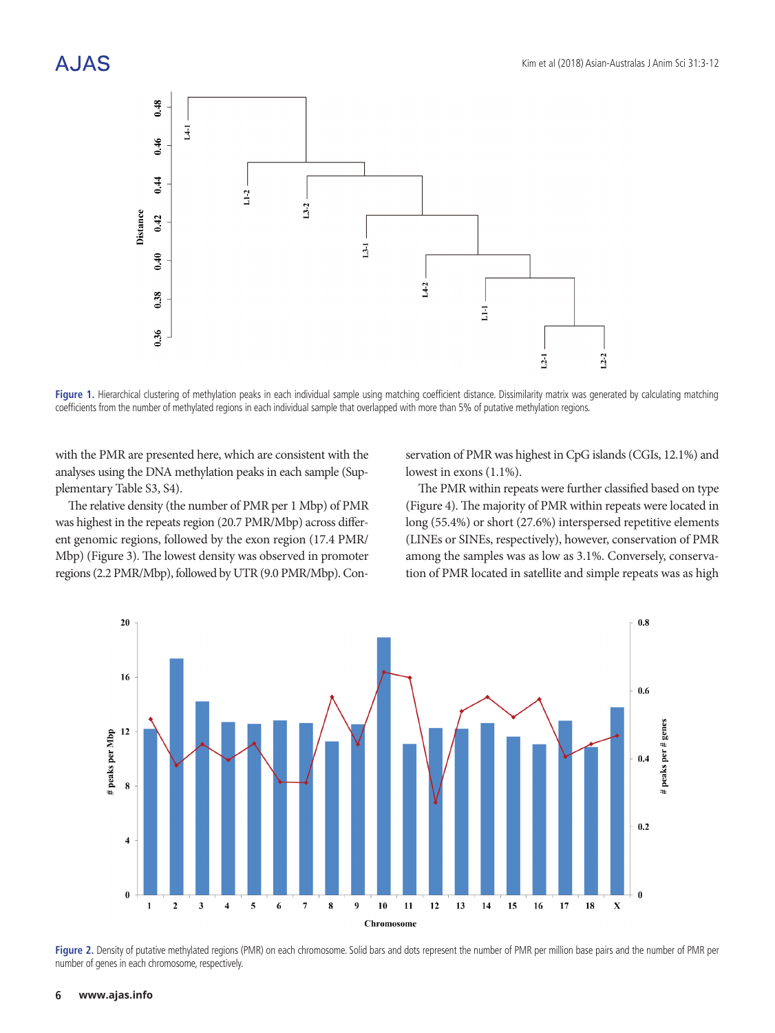Figure 1. Hierarchical clustering of methylation peaks in each individual sample using matching coefficient distance. Dissimilarity matrix was generated by calculating matching coefficients from the number of methylated regions in each individual sample that overlapped with more than 5% of putative methylation regions.

with the PMR are presented here, which are consistent with the analyses using the DNA methylation peaks in each sample (Supplementary Table S3, S4).

The relative density (the number of PMR per 1 Mbp) of PMR was highest in the repeats region (20.7 PMR/Mbp) across different genomic regions, followed by the exon region (17.4 PMR/Mbp) (Figure 3). The lowest density was observed in promoter regions (2.2 PMR/Mbp), followed by UTR (9.0 PMR/Mbp). Conservation of PMR was highest in CpG islands (CGIs, 12.1%) and lowest in exons (1.1%).

The PMR within repeats were further classified based on type (Figure 4). The majority of PMR within repeats were located in long (55.4%) or short (27.6%) interspersed repetitive elements (LINEs or SINEs, respectively), however, conservation of PMR among the samples was as low as 3.1%. Conversely, conservation of PMR located in satellite and simple repeats was as high

Figure 2. Density of putative methylated regions (PMR) on each chromosome. Solid bars and dots represent the number of PMR per million base pairs and the number of PMR per number of genes in each chromosome, respectively.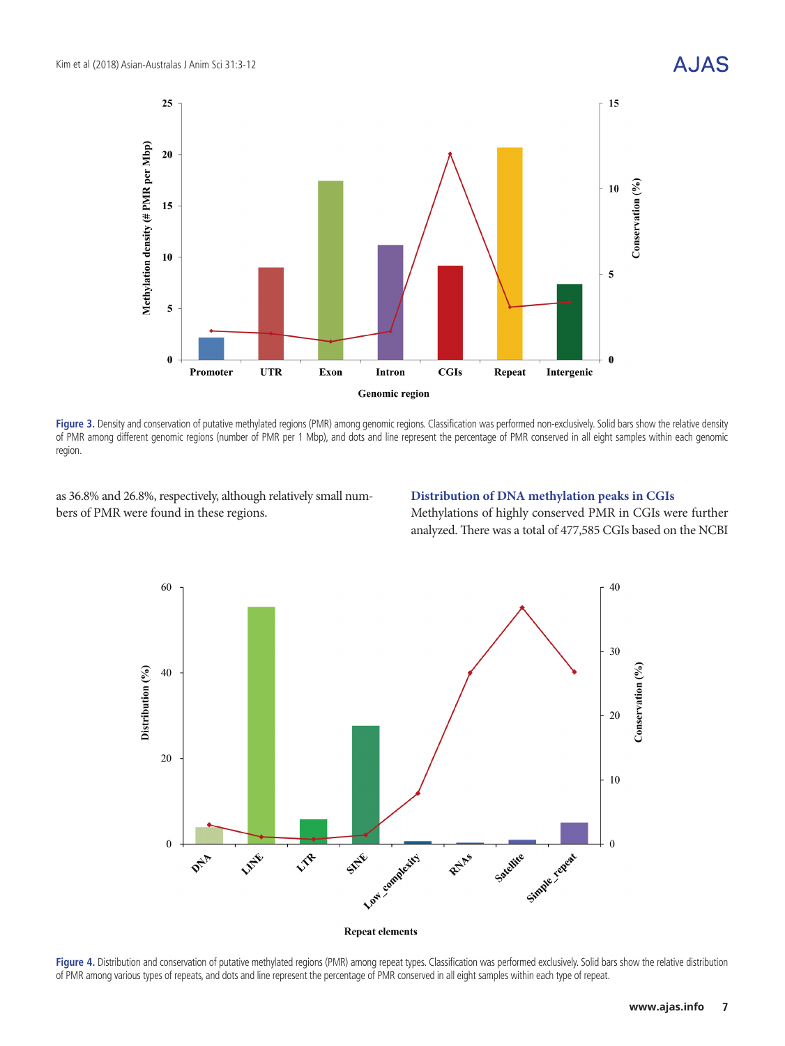Figure 3. Density and conservation of putative methylated regions (PMR) among genomic regions. Classification was performed non-exclusively. Solid bars show the relative density of PMR among different genomic regions (number of PMR per 1 Mbp), and dots and line represent the percentage of PMR conserved in all eight samples within each genomic region.

as 36.8% and 26.8%, respectively, although relatively small numbers of PMR were found in these regions.

### Distribution of DNA methylation peaks in CGIs

Methylations of highly conserved PMR in CGIs were further analyzed. There was a total of 477,585 CGIs based on the NCBI

Figure 4. Distribution and conservation of putative methylated regions (PMR) among repeat types. Classification was performed exclusively. Solid bars show the relative distribution of PMR among various types of repeats, and dots and line represent the percentage of PMR conserved in all eight samples within each type of repeat.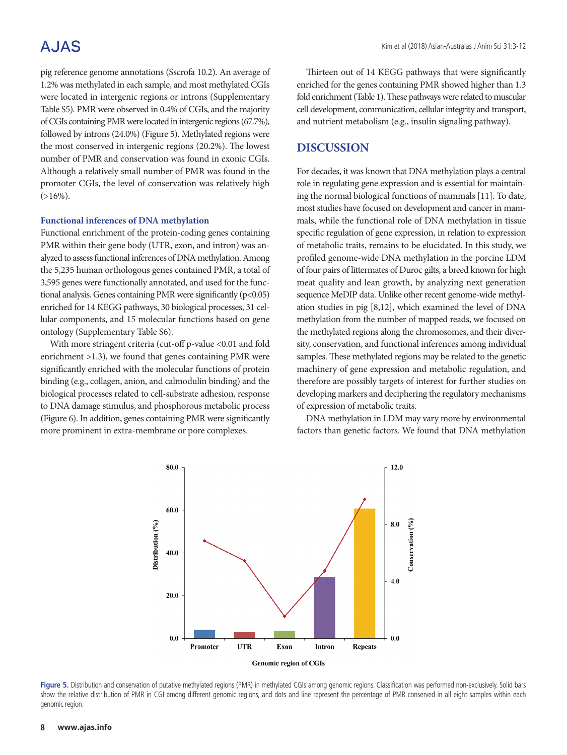pig reference genome annotations (Sscrofa 10.2). An average of 1.2% was methylated in each sample, and most methylated CGIs were located in intergenic regions or introns (Supplementary Table S5). PMR were observed in 0.4% of CGIs, and the majority of CGIs containing PMR were located in intergenic regions (67.7%), followed by introns (24.0%) (Figure 5). Methylated regions were the most conserved in intergenic regions (20.2%). The lowest number of PMR and conservation was found in exonic CGIs. Although a relatively small number of PMR was found in the promoter CGIs, the level of conservation was relatively high (>16%).

### Functional inferences of DNA methylation

Functional enrichment of the protein-coding genes containing PMR within their gene body (UTR, exon, and intron) was analyzed to assess functional inferences of DNA methylation. Among the 5,235 human orthologous genes contained PMR, a total of 3,595 genes were functionally annotated, and used for the functional analysis. Genes containing PMR were significantly ($p<0.05$) enriched for 14 KEGG pathways, 30 biological processes, 31 cellular components, and 15 molecular functions based on gene ontology (Supplementary Table S6).

With more stringent criteria (cut-off p-value <0.01 and fold enrichment >1.3), we found that genes containing PMR were significantly enriched with the molecular functions of protein binding (e.g., collagen, anion, and calmodulin binding) and the biological processes related to cell-substrate adhesion, response to DNA damage stimulus, and phosphorous metabolic process (Figure 6). In addition, genes containing PMR were significantly more prominent in extra-membrane or pore complexes.

Thirteen out of 14 KEGG pathways that were significantly enriched for the genes containing PMR showed higher than 1.3 fold enrichment (Table 1). These pathways were related to muscular cell development, communication, cellular integrity and transport, and nutrient metabolism (e.g., insulin signaling pathway).

## DISCUSSION

For decades, it was known that DNA methylation plays a central role in regulating gene expression and is essential for maintaining the normal biological functions of mammals [11]. To date, most studies have focused on development and cancer in mammals, while the functional role of DNA methylation in tissue specific regulation of gene expression, in relation to expression of metabolic traits, remains to be elucidated. In this study, we profiled genome-wide DNA methylation in the porcine LDM of four pairs of littermates of Duroc gilts, a breed known for high meat quality and lean growth, by analyzing next generation sequence MeDIP data. Unlike other recent genome-wide methylation studies in pig [8,12], which examined the level of DNA methylation from the number of mapped reads, we focused on the methylated regions along the chromosomes, and their diversity, conservation, and functional inferences among individual samples. These methylated regions may be related to the genetic machinery of gene expression and metabolic regulation, and therefore are possibly targets of interest for further studies on developing markers and deciphering the regulatory mechanisms of expression of metabolic traits.

DNA methylation in LDM may vary more by environmental factors than genetic factors. We found that DNA methylation

**Figure 5.** Distribution and conservation of putative methylated regions (PMR) in methylated CGIs among genomic regions. Classification was performed non-exclusively. Solid bars show the relative distribution of PMR in CGI among different genomic regions, and dots and line represent the percentage of PMR conserved in all eight samples within each genomic region.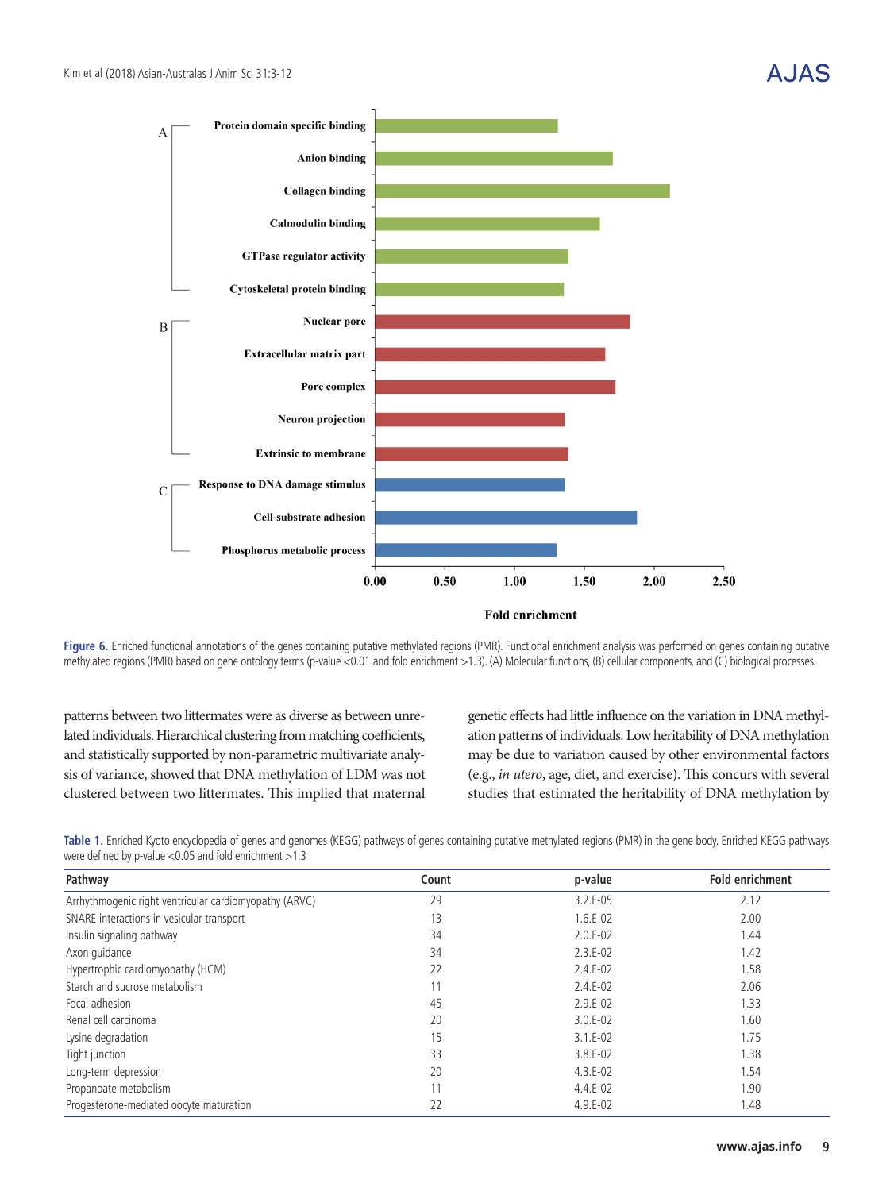Figure 6. Enriched functional annotations of the genes containing putative methylated regions (PMR). Functional enrichment analysis was performed on genes containing putative methylated regions (PMR) based on gene ontology terms (p-value <0.01 and fold enrichment >1.3). (A) Molecular functions, (B) cellular components, and (C) biological processes.

patterns between two littermates were as diverse as between unrelated individuals. Hierarchical clustering from matching coefficients, and statistically supported by non-parametric multivariate analysis of variance, showed that DNA methylation of LDM was not clustered between two littermates. This implied that maternal genetic effects had little influence on the variation in DNA methylation patterns of individuals. Low heritability of DNA methylation may be due to variation caused by other environmental factors (e.g., *in utero*, age, diet, and exercise). This concurs with several studies that estimated the heritability of DNA methylation by

Table 1. Enriched Kyoto encyclopedia of genes and genomes (KEGG) pathways of genes containing putative methylated regions (PMR) in the gene body. Enriched KEGG pathways were defined by p-value <0.05 and fold enrichment >1.3

| Pathway | Count | p-value | Fold enrichment |
|---|---|---|---|
| Arrhythmogenic right ventricular cardiomyopathy (ARVC) | 29 | 3.2.E-05 | 2.12 |
| SNARE interactions in vesicular transport | 13 | 1.6.E-02 | 2.00 |
| Insulin signaling pathway | 34 | 2.0.E-02 | 1.44 |
| Axon guidance | 34 | 2.3.E-02 | 1.42 |
| Hypertrophic cardiomyopathy (HCM) | 22 | 2.4.E-02 | 1.58 |
| Starch and sucrose metabolism | 11 | 2.4.E-02 | 2.06 |
| Focal adhesion | 45 | 2.9.E-02 | 1.33 |
| Renal cell carcinoma | 20 | 3.0.E-02 | 1.60 |
| Lysine degradation | 15 | 3.1.E-02 | 1.75 |
| Tight junction | 33 | 3.8.E-02 | 1.38 |
| Long-term depression | 20 | 4.3.E-02 | 1.54 |
| Propanoate metabolism | 11 | 4.4.E-02 | 1.90 |
| Progesterone-mediated oocyte maturation | 22 | 4.9.E-02 | 1.48 |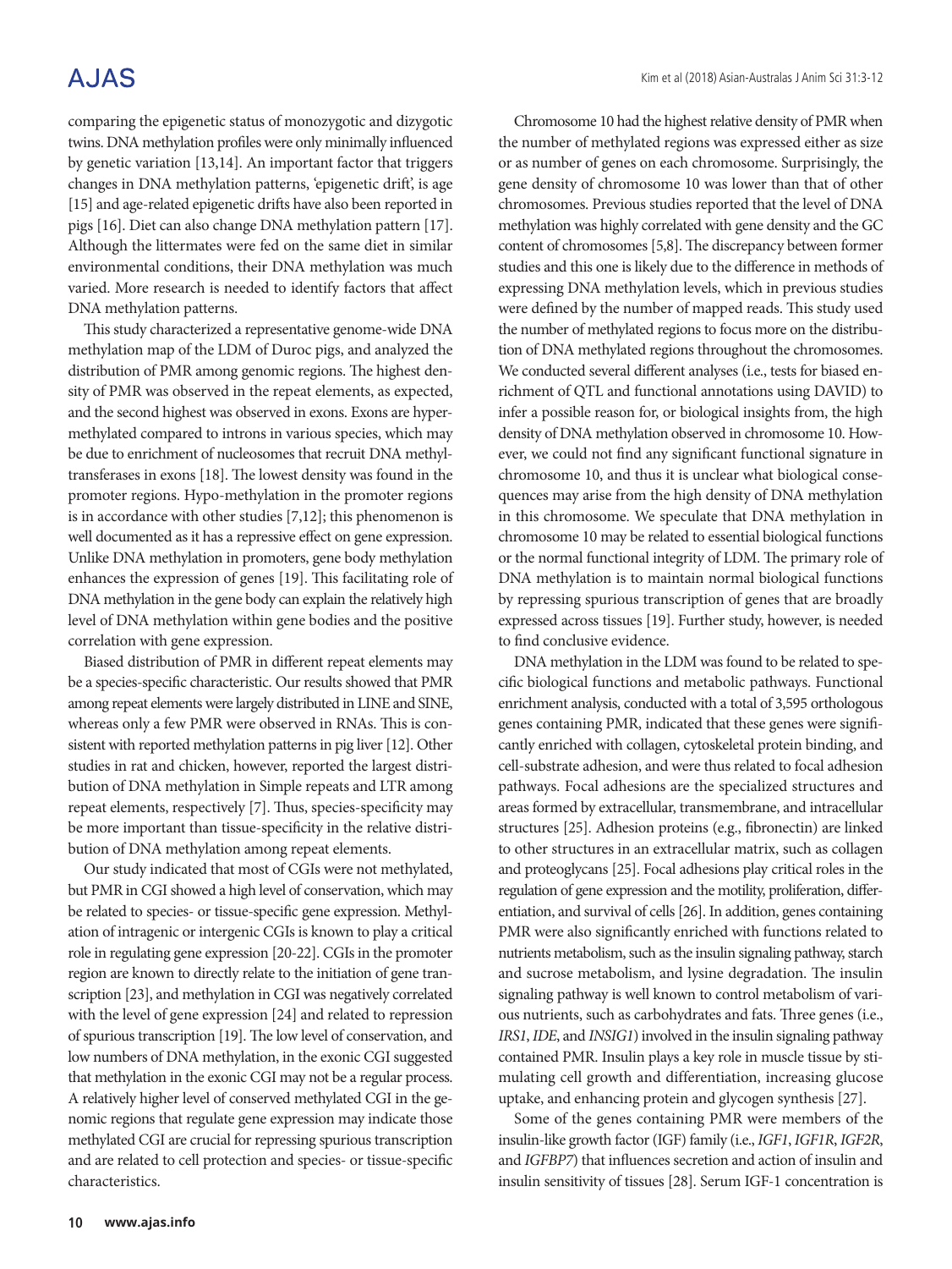comparing the epigenetic status of monozygotic and dizygotic twins. DNA methylation profiles were only minimally influenced by genetic variation [13,14]. An important factor that triggers changes in DNA methylation patterns, 'epigenetic drift', is age [15] and age-related epigenetic drifts have also been reported in pigs [16]. Diet can also change DNA methylation pattern [17]. Although the littermates were fed on the same diet in similar environmental conditions, their DNA methylation was much varied. More research is needed to identify factors that affect DNA methylation patterns.

This study characterized a representative genome-wide DNA methylation map of the LDM of Duroc pigs, and analyzed the distribution of PMR among genomic regions. The highest density of PMR was observed in the repeat elements, as expected, and the second highest was observed in exons. Exons are hypermethylated compared to introns in various species, which may be due to enrichment of nucleosomes that recruit DNA methyltransferases in exons [18]. The lowest density was found in the promoter regions. Hypo-methylation in the promoter regions is in accordance with other studies [7,12]; this phenomenon is well documented as it has a repressive effect on gene expression. Unlike DNA methylation in promoters, gene body methylation enhances the expression of genes [19]. This facilitating role of DNA methylation in the gene body can explain the relatively high level of DNA methylation within gene bodies and the positive correlation with gene expression.

Biased distribution of PMR in different repeat elements may be a species-specific characteristic. Our results showed that PMR among repeat elements were largely distributed in LINE and SINE, whereas only a few PMR were observed in RNAs. This is consistent with reported methylation patterns in pig liver [12]. Other studies in rat and chicken, however, reported the largest distribution of DNA methylation in Simple repeats and LTR among repeat elements, respectively [7]. Thus, species-specificity may be more important than tissue-specificity in the relative distribution of DNA methylation among repeat elements.

Our study indicated that most of CGIs were not methylated, but PMR in CGI showed a high level of conservation, which may be related to species- or tissue-specific gene expression. Methylation of intragenic or intergenic CGIs is known to play a critical role in regulating gene expression [20-22]. CGIs in the promoter region are known to directly relate to the initiation of gene transcription [23], and methylation in CGI was negatively correlated with the level of gene expression [24] and related to repression of spurious transcription [19]. The low level of conservation, and low numbers of DNA methylation, in the exonic CGI suggested that methylation in the exonic CGI may not be a regular process. A relatively higher level of conserved methylated CGI in the genomic regions that regulate gene expression may indicate those methylated CGI are crucial for repressing spurious transcription and are related to cell protection and species- or tissue-specific characteristics.

Chromosome 10 had the highest relative density of PMR when the number of methylated regions was expressed either as size or as number of genes on each chromosome. Surprisingly, the gene density of chromosome 10 was lower than that of other chromosomes. Previous studies reported that the level of DNA methylation was highly correlated with gene density and the GC content of chromosomes [5,8]. The discrepancy between former studies and this one is likely due to the difference in methods of expressing DNA methylation levels, which in previous studies were defined by the number of mapped reads. This study used the number of methylated regions to focus more on the distribution of DNA methylated regions throughout the chromosomes. We conducted several different analyses (i.e., tests for biased enrichment of QTL and functional annotations using DAVID) to infer a possible reason for, or biological insights from, the high density of DNA methylation observed in chromosome 10. However, we could not find any significant functional signature in chromosome 10, and thus it is unclear what biological consequences may arise from the high density of DNA methylation in this chromosome. We speculate that DNA methylation in chromosome 10 may be related to essential biological functions or the normal functional integrity of LDM. The primary role of DNA methylation is to maintain normal biological functions by repressing spurious transcription of genes that are broadly expressed across tissues [19]. Further study, however, is needed to find conclusive evidence.

DNA methylation in the LDM was found to be related to specific biological functions and metabolic pathways. Functional enrichment analysis, conducted with a total of 3,595 orthologous genes containing PMR, indicated that these genes were significantly enriched with collagen, cytoskeletal protein binding, and cell-substrate adhesion, and were thus related to focal adhesion pathways. Focal adhesions are the specialized structures and areas formed by extracellular, transmembrane, and intracellular structures [25]. Adhesion proteins (e.g., fibronectin) are linked to other structures in an extracellular matrix, such as collagen and proteoglycans [25]. Focal adhesions play critical roles in the regulation of gene expression and the motility, proliferation, differentiation, and survival of cells [26]. In addition, genes containing PMR were also significantly enriched with functions related to nutrients metabolism, such as the insulin signaling pathway, starch and sucrose metabolism, and lysine degradation. The insulin signaling pathway is well known to control metabolism of various nutrients, such as carbohydrates and fats. Three genes (i.e., *IRS1*, *IDE*, and *INSIG1*) involved in the insulin signaling pathway contained PMR. Insulin plays a key role in muscle tissue by stimulating cell growth and differentiation, increasing glucose uptake, and enhancing protein and glycogen synthesis [27].

Some of the genes containing PMR were members of the insulin-like growth factor (IGF) family (i.e., *IGF1*, *IGF1R*, *IGF2R*, and *IGFBP7*) that influences secretion and action of insulin and insulin sensitivity of tissues [28]. Serum IGF-1 concentration is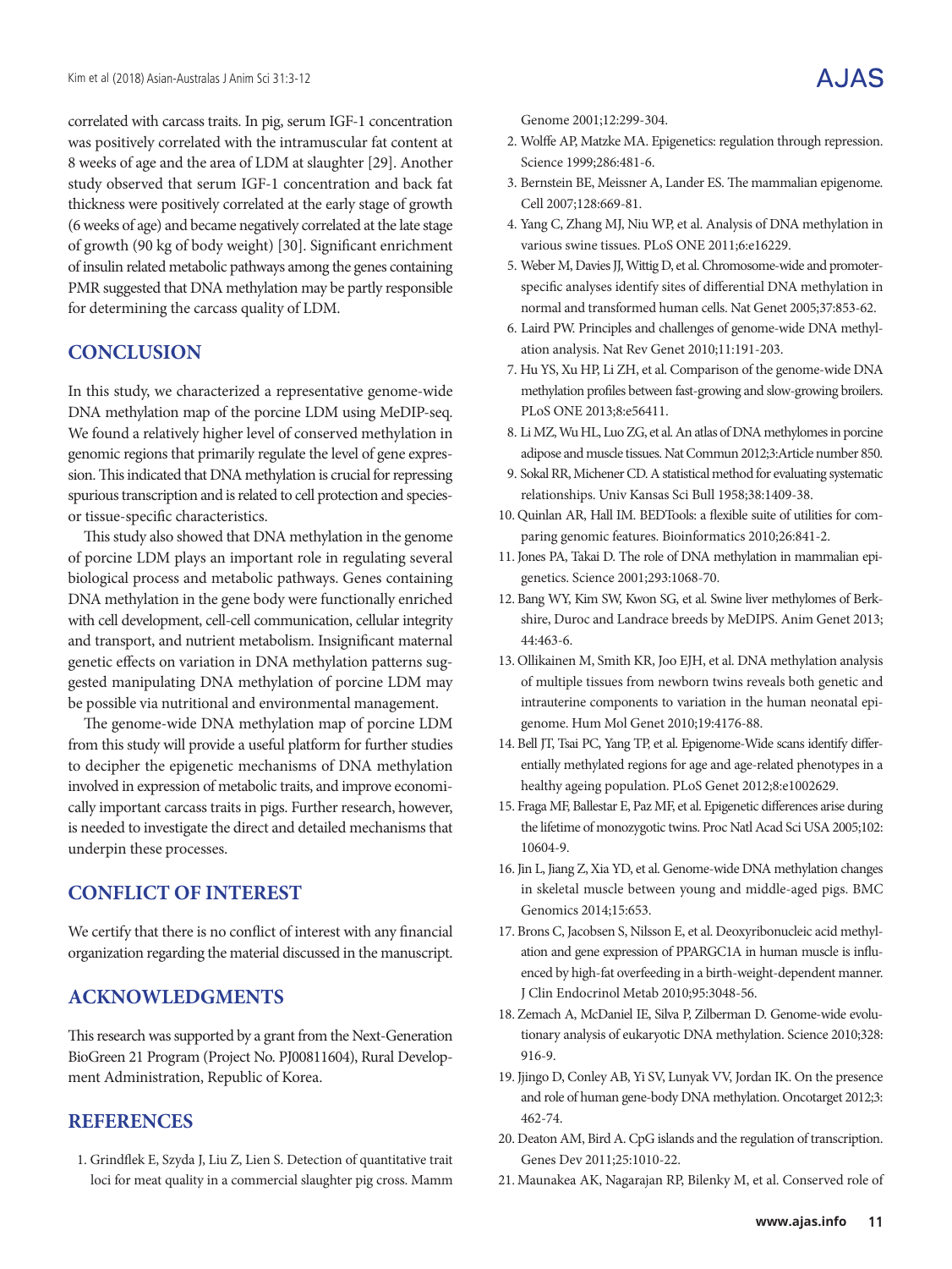correlated with carcass traits. In pig, serum IGF-1 concentration was positively correlated with the intramuscular fat content at 8 weeks of age and the area of LDM at slaughter [29]. Another study observed that serum IGF-1 concentration and back fat thickness were positively correlated at the early stage of growth (6 weeks of age) and became negatively correlated at the late stage of growth (90 kg of body weight) [30]. Significant enrichment of insulin related metabolic pathways among the genes containing PMR suggested that DNA methylation may be partly responsible for determining the carcass quality of LDM.

## CONCLUSION

In this study, we characterized a representative genome-wide DNA methylation map of the porcine LDM using MeDIP-seq. We found a relatively higher level of conserved methylation in genomic regions that primarily regulate the level of gene expression. This indicated that DNA methylation is crucial for repressing spurious transcription and is related to cell protection and species- or tissue-specific characteristics.

This study also showed that DNA methylation in the genome of porcine LDM plays an important role in regulating several biological process and metabolic pathways. Genes containing DNA methylation in the gene body were functionally enriched with cell development, cell-cell communication, cellular integrity and transport, and nutrient metabolism. Insignificant maternal genetic effects on variation in DNA methylation patterns suggested manipulating DNA methylation of porcine LDM may be possible via nutritional and environmental management.

The genome-wide DNA methylation map of porcine LDM from this study will provide a useful platform for further studies to decipher the epigenetic mechanisms of DNA methylation involved in expression of metabolic traits, and improve economically important carcass traits in pigs. Further research, however, is needed to investigate the direct and detailed mechanisms that underpin these processes.

## CONFLICT OF INTEREST

We certify that there is no conflict of interest with any financial organization regarding the material discussed in the manuscript.

## ACKNOWLEDGMENTS

This research was supported by a grant from the Next-Generation BioGreen 21 Program (Project No. PJ00811604), Rural Development Administration, Republic of Korea.

## REFERENCES

1. Grindflek E, Szyda J, Liu Z, Lien S. Detection of quantitative trait loci for meat quality in a commercial slaughter pig cross. Mamm Genome 2001;12:299-304.
2. Wolffe AP, Matzke MA. Epigenetics: regulation through repression. Science 1999;286:481-6.
3. Bernstein BE, Meissner A, Lander ES. The mammalian epigenome. Cell 2007;128:669-81.
4. Yang C, Zhang MJ, Niu WP, et al. Analysis of DNA methylation in various swine tissues. PLoS ONE 2011;6:e16229.
5. Weber M, Davies JJ, Wittig D, et al. Chromosome-wide and promoter-specific analyses identify sites of differential DNA methylation in normal and transformed human cells. Nat Genet 2005;37:853-62.
6. Laird PW. Principles and challenges of genome-wide DNA methylation analysis. Nat Rev Genet 2010;11:191-203.
7. Hu YS, Xu HP, Li ZH, et al. Comparison of the genome-wide DNA methylation profiles between fast-growing and slow-growing broilers. PLoS ONE 2013;8:e56411.
8. Li MZ, Wu HL, Luo ZG, et al. An atlas of DNA methylomes in porcine adipose and muscle tissues. Nat Commun 2012;3:Article number 850.
9. Sokal RR, Michener CD. A statistical method for evaluating systematic relationships. Univ Kansas Sci Bull 1958;38:1409-38.
10. Quinlan AR, Hall IM. BEDTools: a flexible suite of utilities for comparing genomic features. Bioinformatics 2010;26:841-2.
11. Jones PA, Takai D. The role of DNA methylation in mammalian epigenetics. Science 2001;293:1068-70.
12. Bang WY, Kim SW, Kwon SG, et al. Swine liver methylomes of Berkshire, Duroc and Landrace breeds by MeDIPS. Anim Genet 2013; 44:463-6.
13. Ollikainen M, Smith KR, Joo EJH, et al. DNA methylation analysis of multiple tissues from newborn twins reveals both genetic and intrauterine components to variation in the human neonatal epigenome. Hum Mol Genet 2010;19:4176-88.
14. Bell JT, Tsai PC, Yang TP, et al. Epigenome-Wide scans identify differentially methylated regions for age and age-related phenotypes in a healthy ageing population. PLoS Genet 2012;8:e1002629.
15. Fraga MF, Ballestar E, Paz MF, et al. Epigenetic differences arise during the lifetime of monozygotic twins. Proc Natl Acad Sci USA 2005;102: 10604-9.
16. Jin L, Jiang Z, Xia YD, et al. Genome-wide DNA methylation changes in skeletal muscle between young and middle-aged pigs. BMC Genomics 2014;15:653.
17. Brons C, Jacobsen S, Nilsson E, et al. Deoxyribonucleic acid methylation and gene expression of PPARGC1A in human muscle is influenced by high-fat overfeeding in a birth-weight-dependent manner. J Clin Endocrinol Metab 2010;95:3048-56.
18. Zemach A, McDaniel IE, Silva P, Zilberman D. Genome-wide evolutionary analysis of eukaryotic DNA methylation. Science 2010;328: 916-9.
19. Jjingo D, Conley AB, Yi SV, Lunyak VV, Jordan IK. On the presence and role of human gene-body DNA methylation. Oncotarget 2012;3: 462-74.
20. Deaton AM, Bird A. CpG islands and the regulation of transcription. Genes Dev 2011;25:1010-22.
21. Maunakea AK, Nagarajan RP, Bilenky M, et al. Conserved role of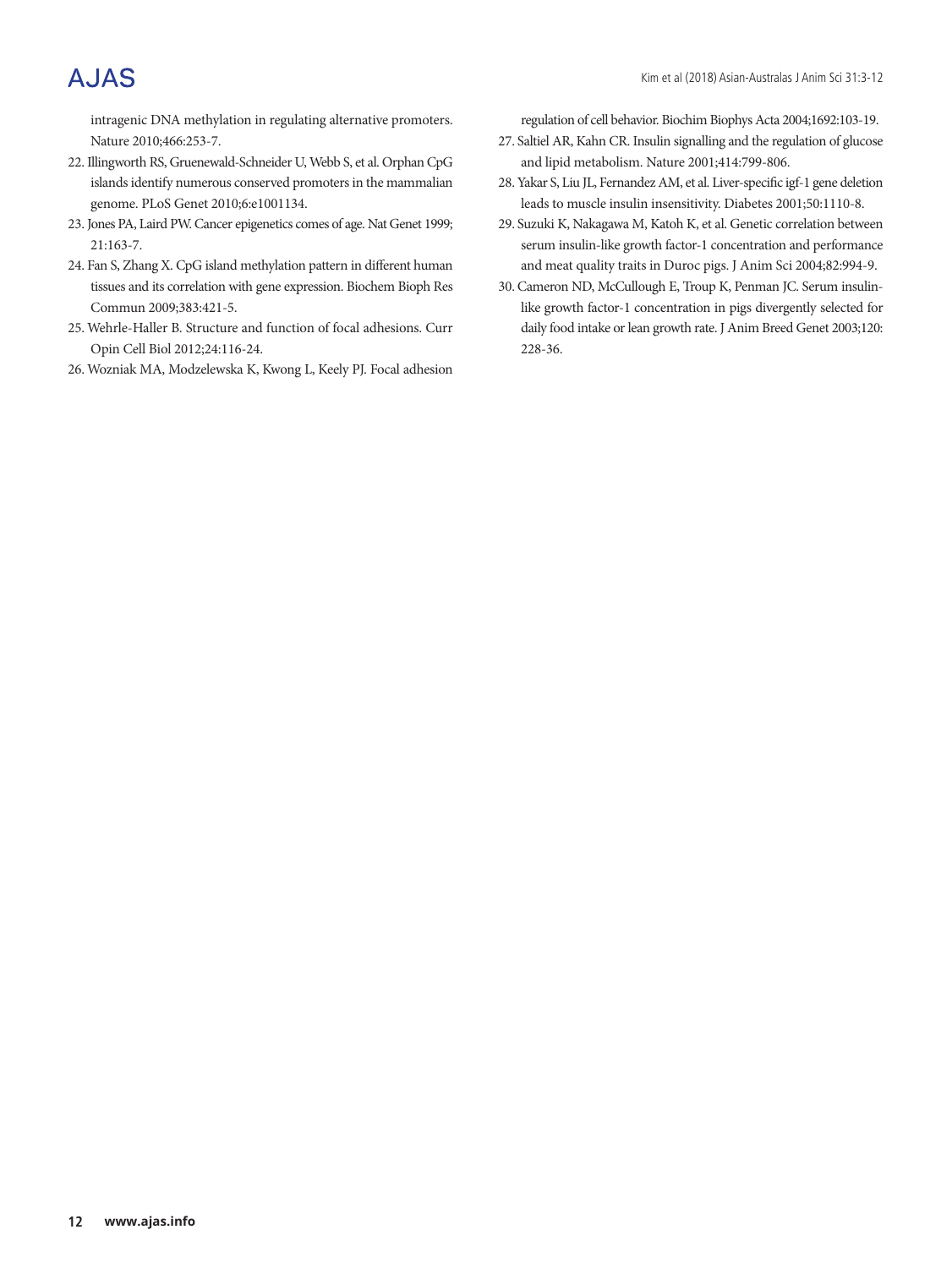intragenic DNA methylation in regulating alternative promoters. Nature 2010;466:253-7.

22. Illingworth RS, Gruenewald-Schneider U, Webb S, et al. Orphan CpG islands identify numerous conserved promoters in the mammalian genome. PLoS Genet 2010;6:e1001134.
23. Jones PA, Laird PW. Cancer epigenetics comes of age. Nat Genet 1999; 21:163-7.
24. Fan S, Zhang X. CpG island methylation pattern in different human tissues and its correlation with gene expression. Biochem Bioph Res Commun 2009;383:421-5.
25. Wehrle-Haller B. Structure and function of focal adhesions. Curr Opin Cell Biol 2012;24:116-24.
26. Wozniak MA, Modzelewska K, Kwong L, Keely PJ. Focal adhesion regulation of cell behavior. Biochim Biophys Acta 2004;1692:103-19.
27. Saltiel AR, Kahn CR. Insulin signalling and the regulation of glucose and lipid metabolism. Nature 2001;414:799-806.
28. Yakar S, Liu JL, Fernandez AM, et al. Liver-specific igf-1 gene deletion leads to muscle insulin insensitivity. Diabetes 2001;50:1110-8.
29. Suzuki K, Nakagawa M, Katoh K, et al. Genetic correlation between serum insulin-like growth factor-1 concentration and performance and meat quality traits in Duroc pigs. J Anim Sci 2004;82:994-9.
30. Cameron ND, McCullough E, Troup K, Penman JC. Serum insulin-like growth factor-1 concentration in pigs divergently selected for daily food intake or lean growth rate. J Anim Breed Genet 2003;120: 228-36.